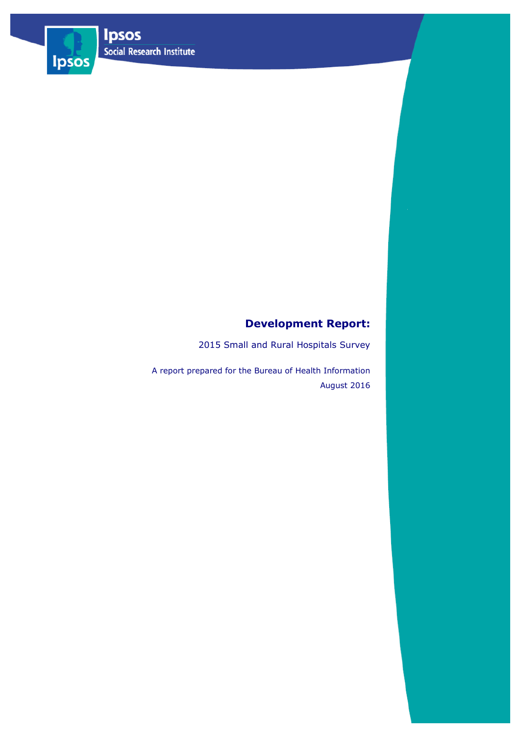# Development Report:

2015 Small and Rural Hospitals Survey

A report prepared for the Bureau of Health Information

August 2016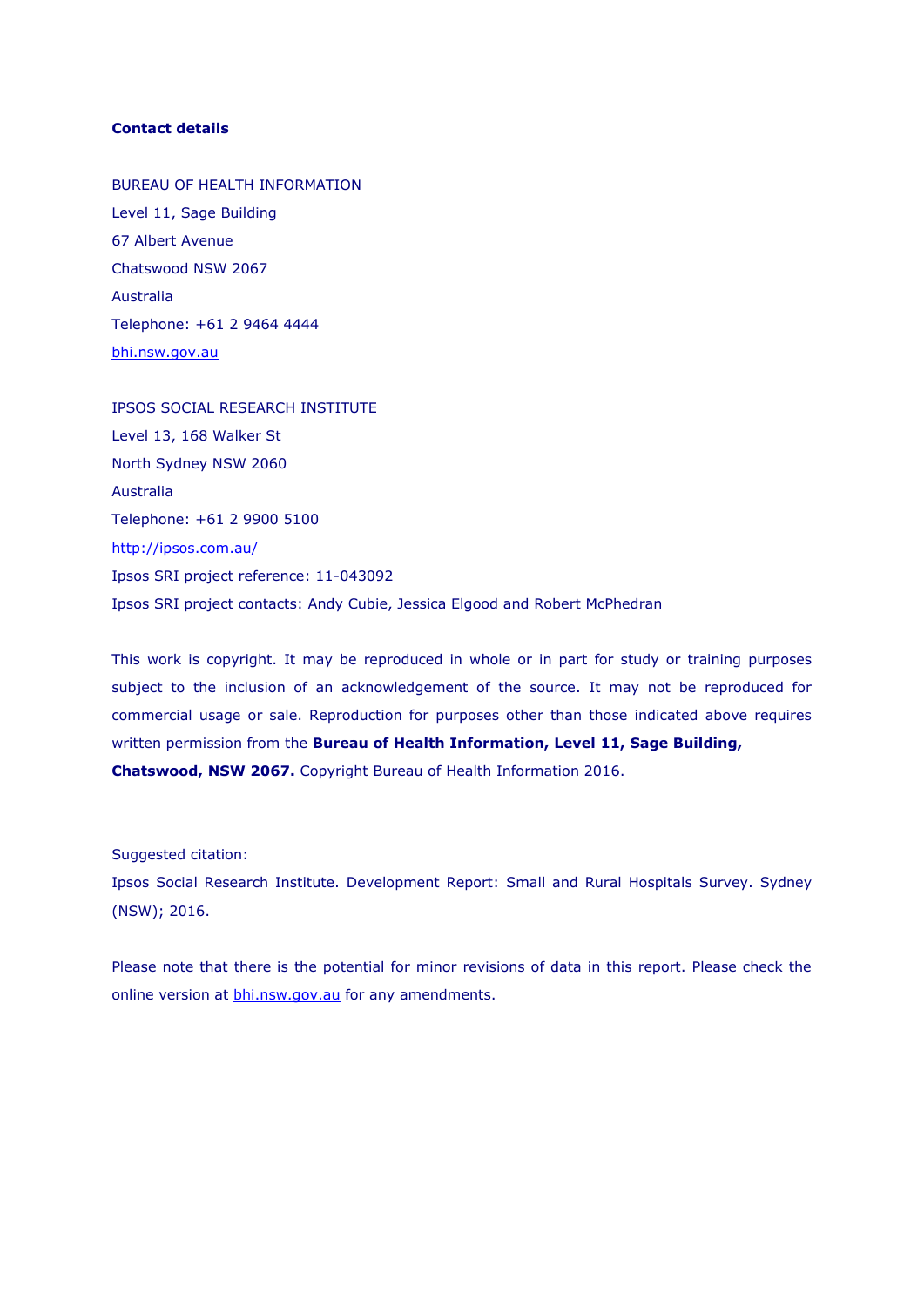**Contact details**

BUREAU OF HEALTH INFORMATION
Level 11, Sage Building
67 Albert Avenue
Chatswood NSW 2067
Australia
Telephone: +61 2 9464 4444
bhi.nsw.gov.au

IPSOS SOCIAL RESEARCH INSTITUTE
Level 13, 168 Walker St
North Sydney NSW 2060
Australia
Telephone: +61 2 9900 5100
http://ipsos.com.au/
Ipsos SRI project reference: 11-043092
Ipsos SRI project contacts: Andy Cubie, Jessica Elgood and Robert McPhedran

This work is copyright. It may be reproduced in whole or in part for study or training purposes subject to the inclusion of an acknowledgement of the source. It may not be reproduced for commercial usage or sale. Reproduction for purposes other than those indicated above requires written permission from the **Bureau of Health Information, Level 11, Sage Building, Chatswood, NSW 2067.** Copyright Bureau of Health Information 2016.

Suggested citation:
Ipsos Social Research Institute. Development Report: Small and Rural Hospitals Survey. Sydney (NSW); 2016.

Please note that there is the potential for minor revisions of data in this report. Please check the online version at bhi.nsw.gov.au for any amendments.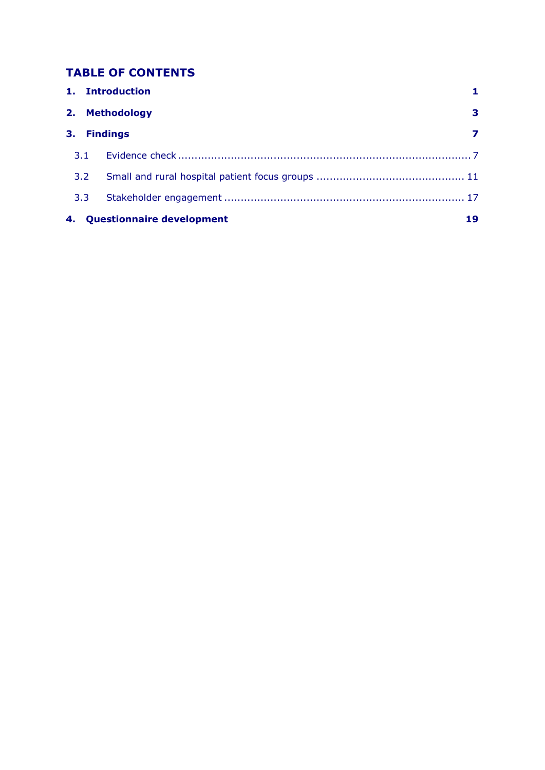## TABLE OF CONTENTS

**1. Introduction** **1**

**2. Methodology** **3**

**3. Findings** **7**

3.1 Evidence check ........................................................................................ 7

3.2 Small and rural hospital patient focus groups ............................................ 11

3.3 Stakeholder engagement ........................................................................ 17

**4. Questionnaire development** **19**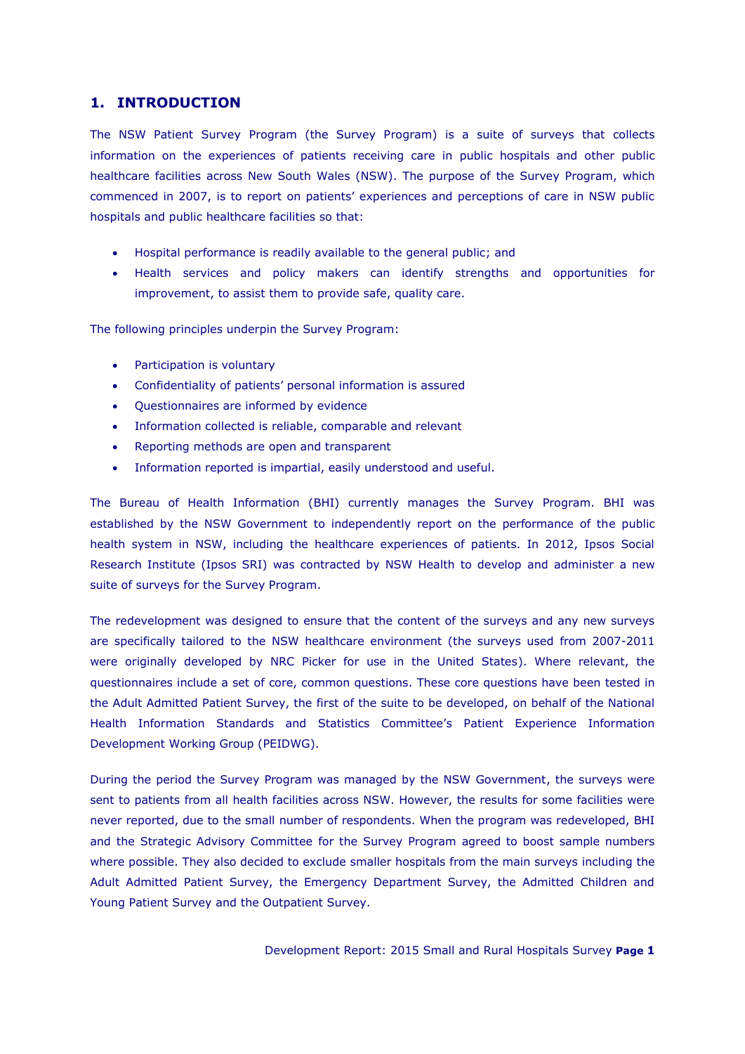## 1. INTRODUCTION

The NSW Patient Survey Program (the Survey Program) is a suite of surveys that collects information on the experiences of patients receiving care in public hospitals and other public healthcare facilities across New South Wales (NSW). The purpose of the Survey Program, which commenced in 2007, is to report on patients' experiences and perceptions of care in NSW public hospitals and public healthcare facilities so that:

- Hospital performance is readily available to the general public; and
- Health services and policy makers can identify strengths and opportunities for improvement, to assist them to provide safe, quality care.

The following principles underpin the Survey Program:

- Participation is voluntary
- Confidentiality of patients' personal information is assured
- Questionnaires are informed by evidence
- Information collected is reliable, comparable and relevant
- Reporting methods are open and transparent
- Information reported is impartial, easily understood and useful.

The Bureau of Health Information (BHI) currently manages the Survey Program. BHI was established by the NSW Government to independently report on the performance of the public health system in NSW, including the healthcare experiences of patients. In 2012, Ipsos Social Research Institute (Ipsos SRI) was contracted by NSW Health to develop and administer a new suite of surveys for the Survey Program.

The redevelopment was designed to ensure that the content of the surveys and any new surveys are specifically tailored to the NSW healthcare environment (the surveys used from 2007-2011 were originally developed by NRC Picker for use in the United States). Where relevant, the questionnaires include a set of core, common questions. These core questions have been tested in the Adult Admitted Patient Survey, the first of the suite to be developed, on behalf of the National Health Information Standards and Statistics Committee's Patient Experience Information Development Working Group (PEIDWG).

During the period the Survey Program was managed by the NSW Government, the surveys were sent to patients from all health facilities across NSW. However, the results for some facilities were never reported, due to the small number of respondents. When the program was redeveloped, BHI and the Strategic Advisory Committee for the Survey Program agreed to boost sample numbers where possible. They also decided to exclude smaller hospitals from the main surveys including the Adult Admitted Patient Survey, the Emergency Department Survey, the Admitted Children and Young Patient Survey and the Outpatient Survey.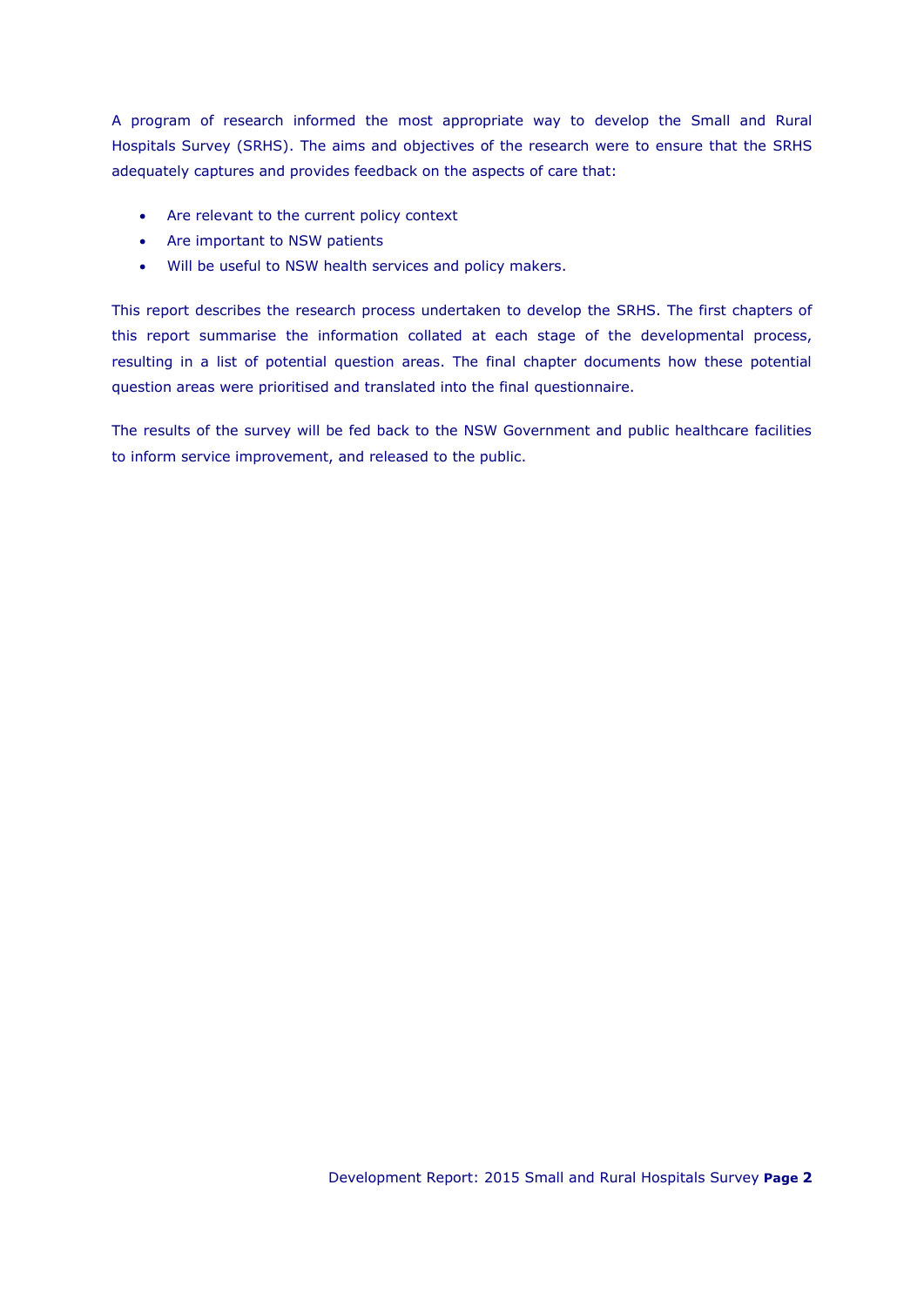A program of research informed the most appropriate way to develop the Small and Rural Hospitals Survey (SRHS). The aims and objectives of the research were to ensure that the SRHS adequately captures and provides feedback on the aspects of care that:

- Are relevant to the current policy context
- Are important to NSW patients
- Will be useful to NSW health services and policy makers.

This report describes the research process undertaken to develop the SRHS. The first chapters of this report summarise the information collated at each stage of the developmental process, resulting in a list of potential question areas. The final chapter documents how these potential question areas were prioritised and translated into the final questionnaire.

The results of the survey will be fed back to the NSW Government and public healthcare facilities to inform service improvement, and released to the public.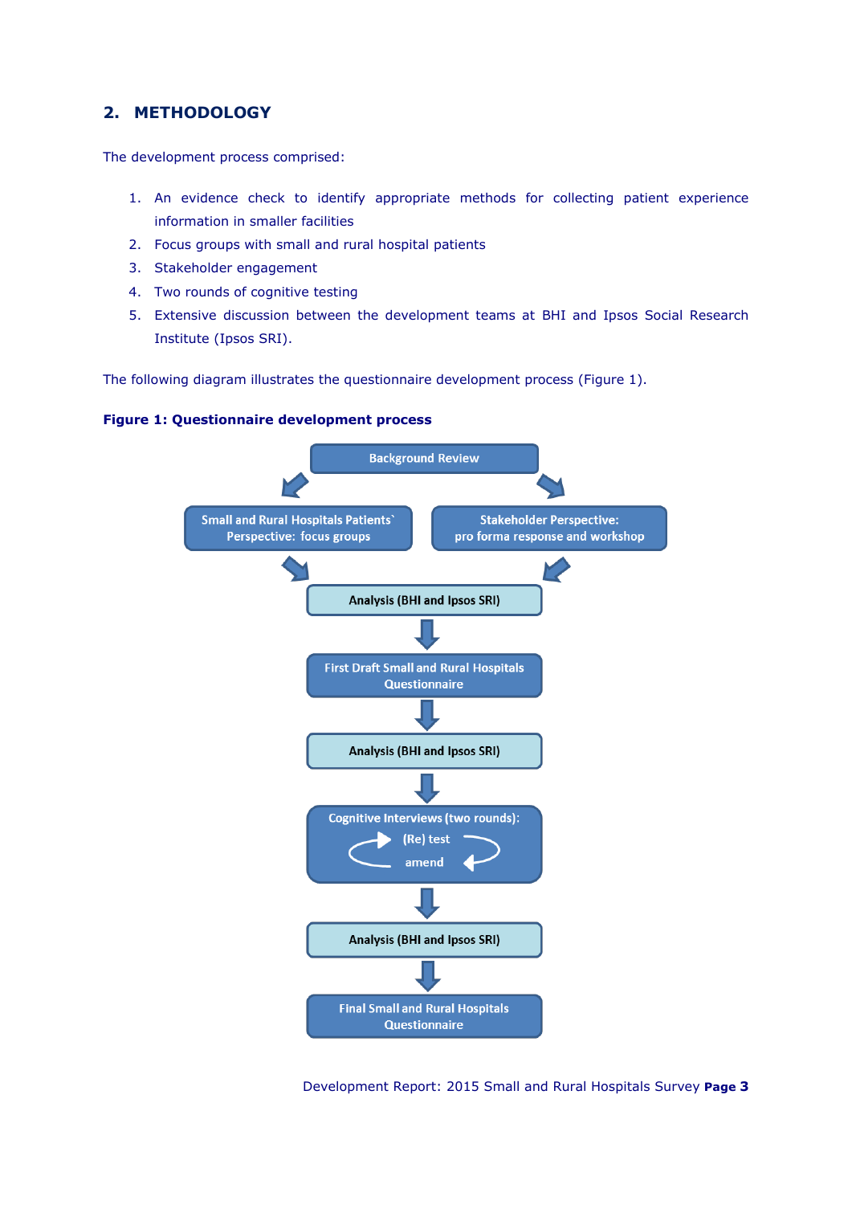## 2. METHODOLOGY

The development process comprised:

1. An evidence check to identify appropriate methods for collecting patient experience information in smaller facilities
2. Focus groups with small and rural hospital patients
3. Stakeholder engagement
4. Two rounds of cognitive testing
5. Extensive discussion between the development teams at BHI and Ipsos Social Research Institute (Ipsos SRI).

The following diagram illustrates the questionnaire development process (Figure 1).

**Figure 1: Questionnaire development process**

Background Review

Small and Rural Hospitals Patients` Perspective: focus groups

Stakeholder Perspective: pro forma response and workshop

Analysis (BHI and Ipsos SRI)

First Draft Small and Rural Hospitals Questionnaire

Analysis (BHI and Ipsos SRI)

Cognitive Interviews (two rounds): (Re) test amend

Analysis (BHI and Ipsos SRI)

Final Small and Rural Hospitals Questionnaire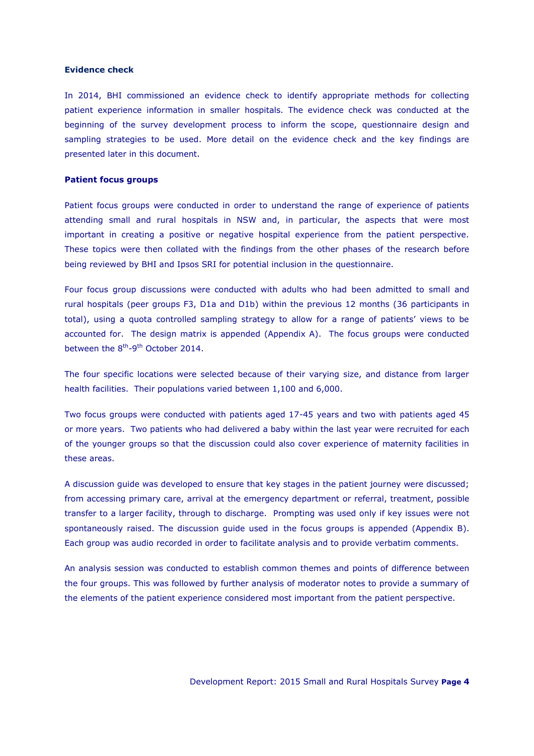**Evidence check**

In 2014, BHI commissioned an evidence check to identify appropriate methods for collecting patient experience information in smaller hospitals. The evidence check was conducted at the beginning of the survey development process to inform the scope, questionnaire design and sampling strategies to be used. More detail on the evidence check and the key findings are presented later in this document.

**Patient focus groups**

Patient focus groups were conducted in order to understand the range of experience of patients attending small and rural hospitals in NSW and, in particular, the aspects that were most important in creating a positive or negative hospital experience from the patient perspective. These topics were then collated with the findings from the other phases of the research before being reviewed by BHI and Ipsos SRI for potential inclusion in the questionnaire.

Four focus group discussions were conducted with adults who had been admitted to small and rural hospitals (peer groups F3, D1a and D1b) within the previous 12 months (36 participants in total), using a quota controlled sampling strategy to allow for a range of patients' views to be accounted for. The design matrix is appended (Appendix A). The focus groups were conducted between the 8th-9th October 2014.

The four specific locations were selected because of their varying size, and distance from larger health facilities. Their populations varied between 1,100 and 6,000.

Two focus groups were conducted with patients aged 17-45 years and two with patients aged 45 or more years. Two patients who had delivered a baby within the last year were recruited for each of the younger groups so that the discussion could also cover experience of maternity facilities in these areas.

A discussion guide was developed to ensure that key stages in the patient journey were discussed; from accessing primary care, arrival at the emergency department or referral, treatment, possible transfer to a larger facility, through to discharge. Prompting was used only if key issues were not spontaneously raised. The discussion guide used in the focus groups is appended (Appendix B). Each group was audio recorded in order to facilitate analysis and to provide verbatim comments.

An analysis session was conducted to establish common themes and points of difference between the four groups. This was followed by further analysis of moderator notes to provide a summary of the elements of the patient experience considered most important from the patient perspective.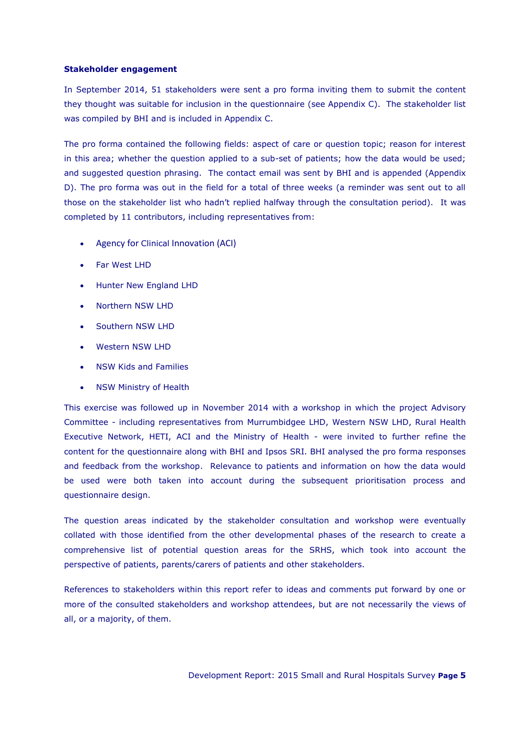**Stakeholder engagement**

In September 2014, 51 stakeholders were sent a pro forma inviting them to submit the content they thought was suitable for inclusion in the questionnaire (see Appendix C). The stakeholder list was compiled by BHI and is included in Appendix C.

The pro forma contained the following fields: aspect of care or question topic; reason for interest in this area; whether the question applied to a sub-set of patients; how the data would be used; and suggested question phrasing. The contact email was sent by BHI and is appended (Appendix D). The pro forma was out in the field for a total of three weeks (a reminder was sent out to all those on the stakeholder list who hadn't replied halfway through the consultation period). It was completed by 11 contributors, including representatives from:

- Agency for Clinical Innovation (ACI)
- Far West LHD
- Hunter New England LHD
- Northern NSW LHD
- Southern NSW LHD
- Western NSW LHD
- NSW Kids and Families
- NSW Ministry of Health

This exercise was followed up in November 2014 with a workshop in which the project Advisory Committee - including representatives from Murrumbidgee LHD, Western NSW LHD, Rural Health Executive Network, HETI, ACI and the Ministry of Health - were invited to further refine the content for the questionnaire along with BHI and Ipsos SRI. BHI analysed the pro forma responses and feedback from the workshop. Relevance to patients and information on how the data would be used were both taken into account during the subsequent prioritisation process and questionnaire design.

The question areas indicated by the stakeholder consultation and workshop were eventually collated with those identified from the other developmental phases of the research to create a comprehensive list of potential question areas for the SRHS, which took into account the perspective of patients, parents/carers of patients and other stakeholders.

References to stakeholders within this report refer to ideas and comments put forward by one or more of the consulted stakeholders and workshop attendees, but are not necessarily the views of all, or a majority, of them.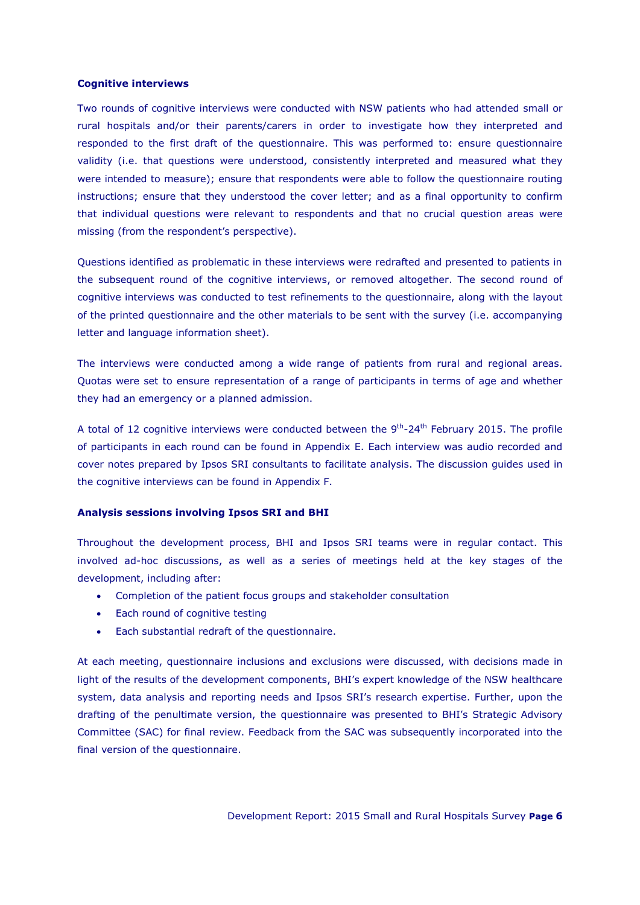**Cognitive interviews**

Two rounds of cognitive interviews were conducted with NSW patients who had attended small or rural hospitals and/or their parents/carers in order to investigate how they interpreted and responded to the first draft of the questionnaire. This was performed to: ensure questionnaire validity (i.e. that questions were understood, consistently interpreted and measured what they were intended to measure); ensure that respondents were able to follow the questionnaire routing instructions; ensure that they understood the cover letter; and as a final opportunity to confirm that individual questions were relevant to respondents and that no crucial question areas were missing (from the respondent's perspective).

Questions identified as problematic in these interviews were redrafted and presented to patients in the subsequent round of the cognitive interviews, or removed altogether. The second round of cognitive interviews was conducted to test refinements to the questionnaire, along with the layout of the printed questionnaire and the other materials to be sent with the survey (i.e. accompanying letter and language information sheet).

The interviews were conducted among a wide range of patients from rural and regional areas. Quotas were set to ensure representation of a range of participants in terms of age and whether they had an emergency or a planned admission.

A total of 12 cognitive interviews were conducted between the 9th-24th February 2015. The profile of participants in each round can be found in Appendix E. Each interview was audio recorded and cover notes prepared by Ipsos SRI consultants to facilitate analysis. The discussion guides used in the cognitive interviews can be found in Appendix F.

**Analysis sessions involving Ipsos SRI and BHI**

Throughout the development process, BHI and Ipsos SRI teams were in regular contact. This involved ad-hoc discussions, as well as a series of meetings held at the key stages of the development, including after:

- Completion of the patient focus groups and stakeholder consultation
- Each round of cognitive testing
- Each substantial redraft of the questionnaire.

At each meeting, questionnaire inclusions and exclusions were discussed, with decisions made in light of the results of the development components, BHI's expert knowledge of the NSW healthcare system, data analysis and reporting needs and Ipsos SRI's research expertise. Further, upon the drafting of the penultimate version, the questionnaire was presented to BHI's Strategic Advisory Committee (SAC) for final review. Feedback from the SAC was subsequently incorporated into the final version of the questionnaire.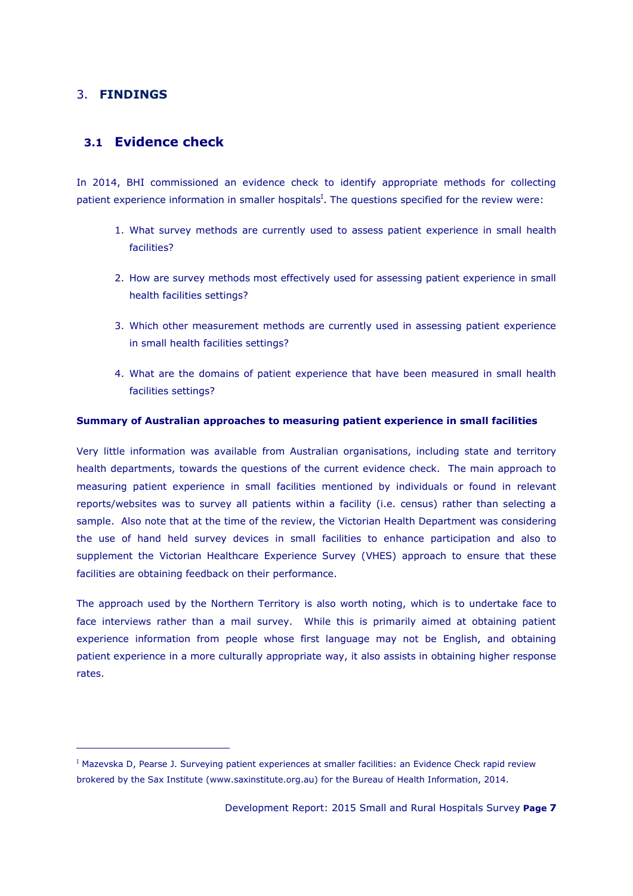## 3. **FINDINGS**

### 3.1 Evidence check

In 2014, BHI commissioned an evidence check to identify appropriate methods for collecting patient experience information in smaller hospitals[I]. The questions specified for the review were:

1. What survey methods are currently used to assess patient experience in small health facilities?

2. How are survey methods most effectively used for assessing patient experience in small health facilities settings?

3. Which other measurement methods are currently used in assessing patient experience in small health facilities settings?

4. What are the domains of patient experience that have been measured in small health facilities settings?

**Summary of Australian approaches to measuring patient experience in small facilities**

Very little information was available from Australian organisations, including state and territory health departments, towards the questions of the current evidence check. The main approach to measuring patient experience in small facilities mentioned by individuals or found in relevant reports/websites was to survey all patients within a facility (i.e. census) rather than selecting a sample. Also note that at the time of the review, the Victorian Health Department was considering the use of hand held survey devices in small facilities to enhance participation and also to supplement the Victorian Healthcare Experience Survey (VHES) approach to ensure that these facilities are obtaining feedback on their performance.

The approach used by the Northern Territory is also worth noting, which is to undertake face to face interviews rather than a mail survey. While this is primarily aimed at obtaining patient experience information from people whose first language may not be English, and obtaining patient experience in a more culturally appropriate way, it also assists in obtaining higher response rates.

---

[I] Mazevska D, Pearse J. Surveying patient experiences at smaller facilities: an Evidence Check rapid review brokered by the Sax Institute (www.saxinstitute.org.au) for the Bureau of Health Information, 2014.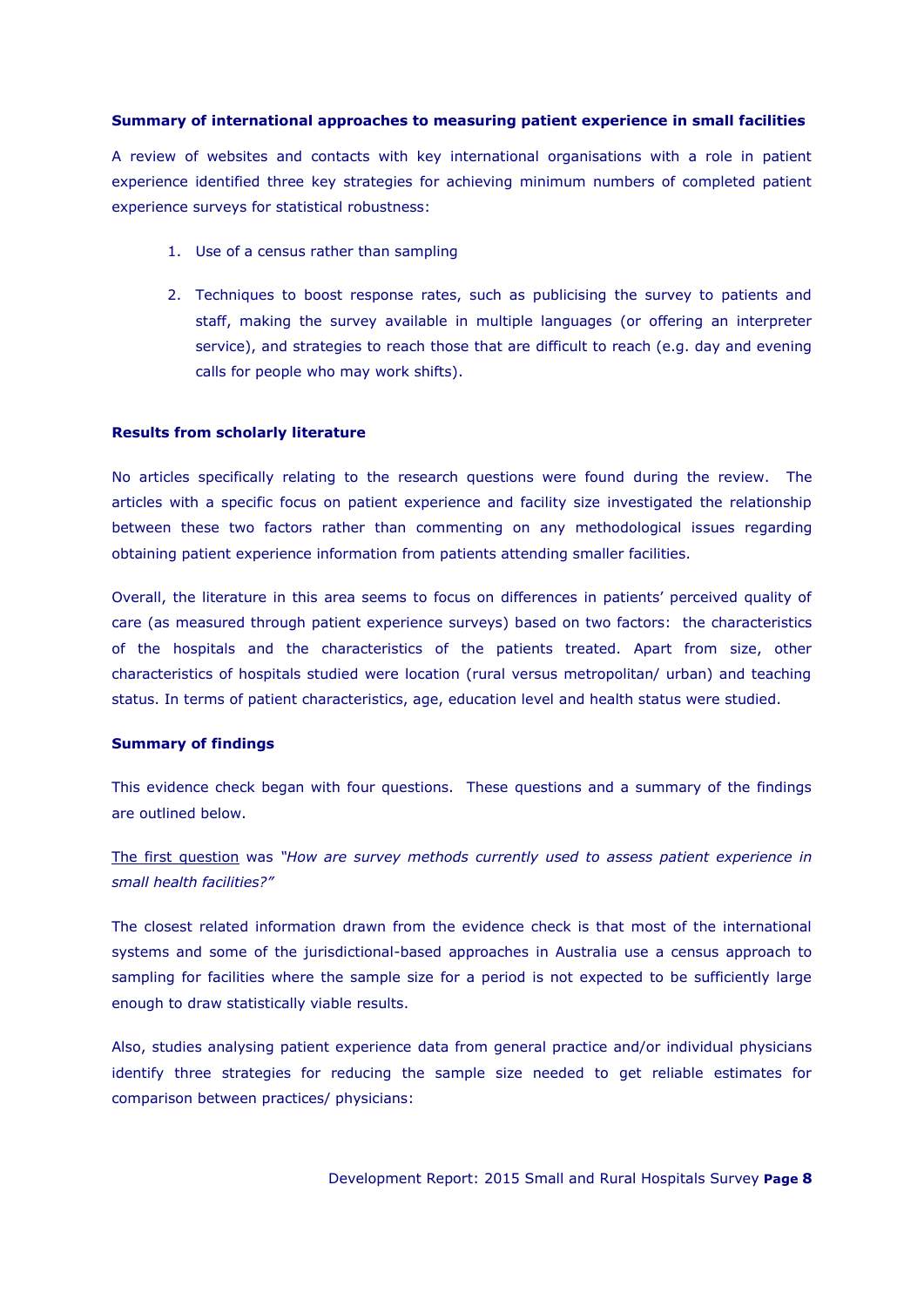**Summary of international approaches to measuring patient experience in small facilities**

A review of websites and contacts with key international organisations with a role in patient experience identified three key strategies for achieving minimum numbers of completed patient experience surveys for statistical robustness:

1. Use of a census rather than sampling

2. Techniques to boost response rates, such as publicising the survey to patients and staff, making the survey available in multiple languages (or offering an interpreter service), and strategies to reach those that are difficult to reach (e.g. day and evening calls for people who may work shifts).

**Results from scholarly literature**

No articles specifically relating to the research questions were found during the review. The articles with a specific focus on patient experience and facility size investigated the relationship between these two factors rather than commenting on any methodological issues regarding obtaining patient experience information from patients attending smaller facilities.

Overall, the literature in this area seems to focus on differences in patients' perceived quality of care (as measured through patient experience surveys) based on two factors: the characteristics of the hospitals and the characteristics of the patients treated. Apart from size, other characteristics of hospitals studied were location (rural versus metropolitan/ urban) and teaching status. In terms of patient characteristics, age, education level and health status were studied.

**Summary of findings**

This evidence check began with four questions. These questions and a summary of the findings are outlined below.

<u>The first question</u> was *"How are survey methods currently used to assess patient experience in small health facilities?"*

The closest related information drawn from the evidence check is that most of the international systems and some of the jurisdictional-based approaches in Australia use a census approach to sampling for facilities where the sample size for a period is not expected to be sufficiently large enough to draw statistically viable results.

Also, studies analysing patient experience data from general practice and/or individual physicians identify three strategies for reducing the sample size needed to get reliable estimates for comparison between practices/ physicians: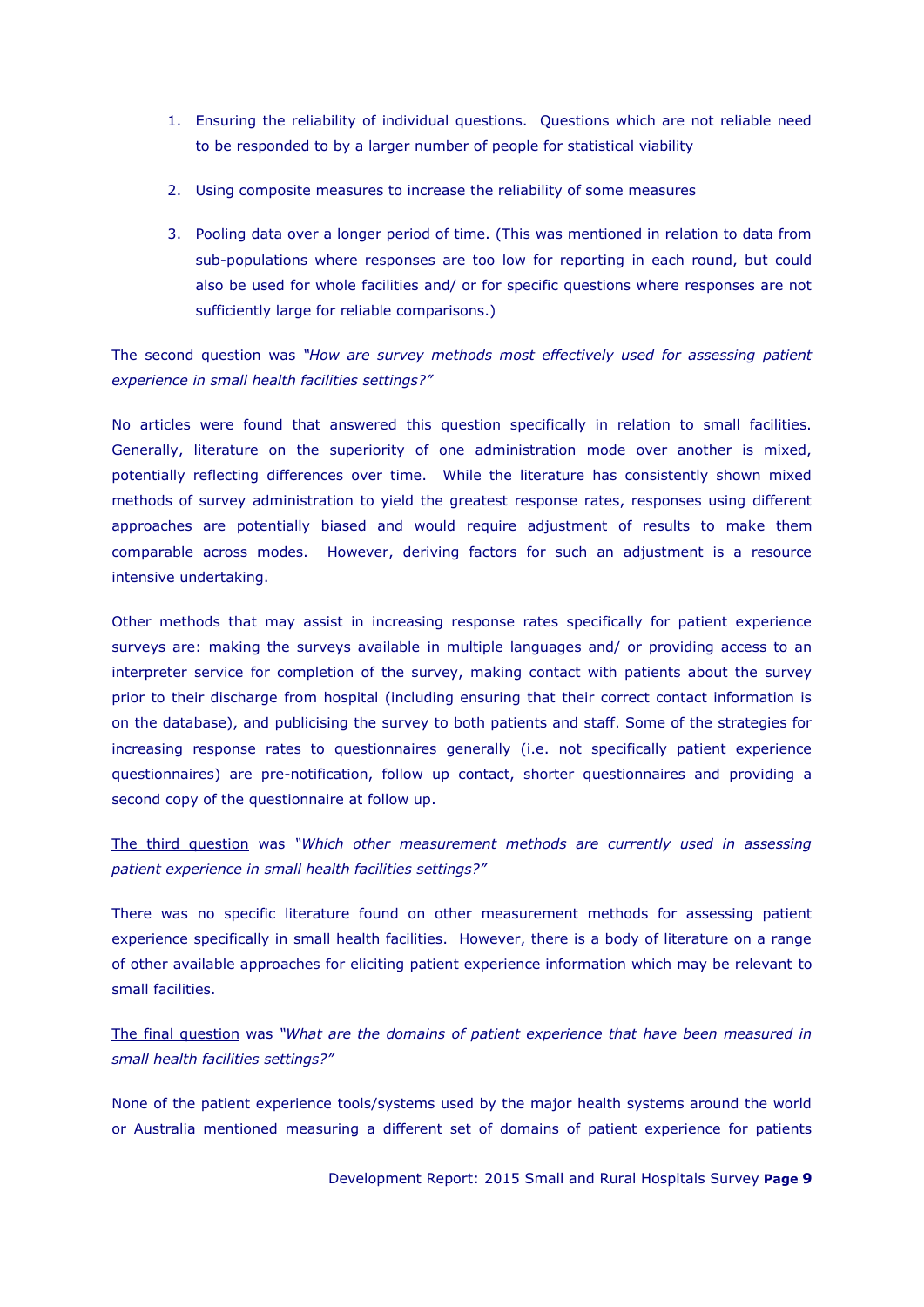1. Ensuring the reliability of individual questions. Questions which are not reliable need to be responded to by a larger number of people for statistical viability

2. Using composite measures to increase the reliability of some measures

3. Pooling data over a longer period of time. (This was mentioned in relation to data from sub-populations where responses are too low for reporting in each round, but could also be used for whole facilities and/ or for specific questions where responses are not sufficiently large for reliable comparisons.)

<u>The second question</u> was *"How are survey methods most effectively used for assessing patient experience in small health facilities settings?"*

No articles were found that answered this question specifically in relation to small facilities. Generally, literature on the superiority of one administration mode over another is mixed, potentially reflecting differences over time. While the literature has consistently shown mixed methods of survey administration to yield the greatest response rates, responses using different approaches are potentially biased and would require adjustment of results to make them comparable across modes. However, deriving factors for such an adjustment is a resource intensive undertaking.

Other methods that may assist in increasing response rates specifically for patient experience surveys are: making the surveys available in multiple languages and/ or providing access to an interpreter service for completion of the survey, making contact with patients about the survey prior to their discharge from hospital (including ensuring that their correct contact information is on the database), and publicising the survey to both patients and staff. Some of the strategies for increasing response rates to questionnaires generally (i.e. not specifically patient experience questionnaires) are pre-notification, follow up contact, shorter questionnaires and providing a second copy of the questionnaire at follow up.

<u>The third question</u> was *"Which other measurement methods are currently used in assessing patient experience in small health facilities settings?"*

There was no specific literature found on other measurement methods for assessing patient experience specifically in small health facilities. However, there is a body of literature on a range of other available approaches for eliciting patient experience information which may be relevant to small facilities.

<u>The final question</u> was *"What are the domains of patient experience that have been measured in small health facilities settings?"*

None of the patient experience tools/systems used by the major health systems around the world or Australia mentioned measuring a different set of domains of patient experience for patients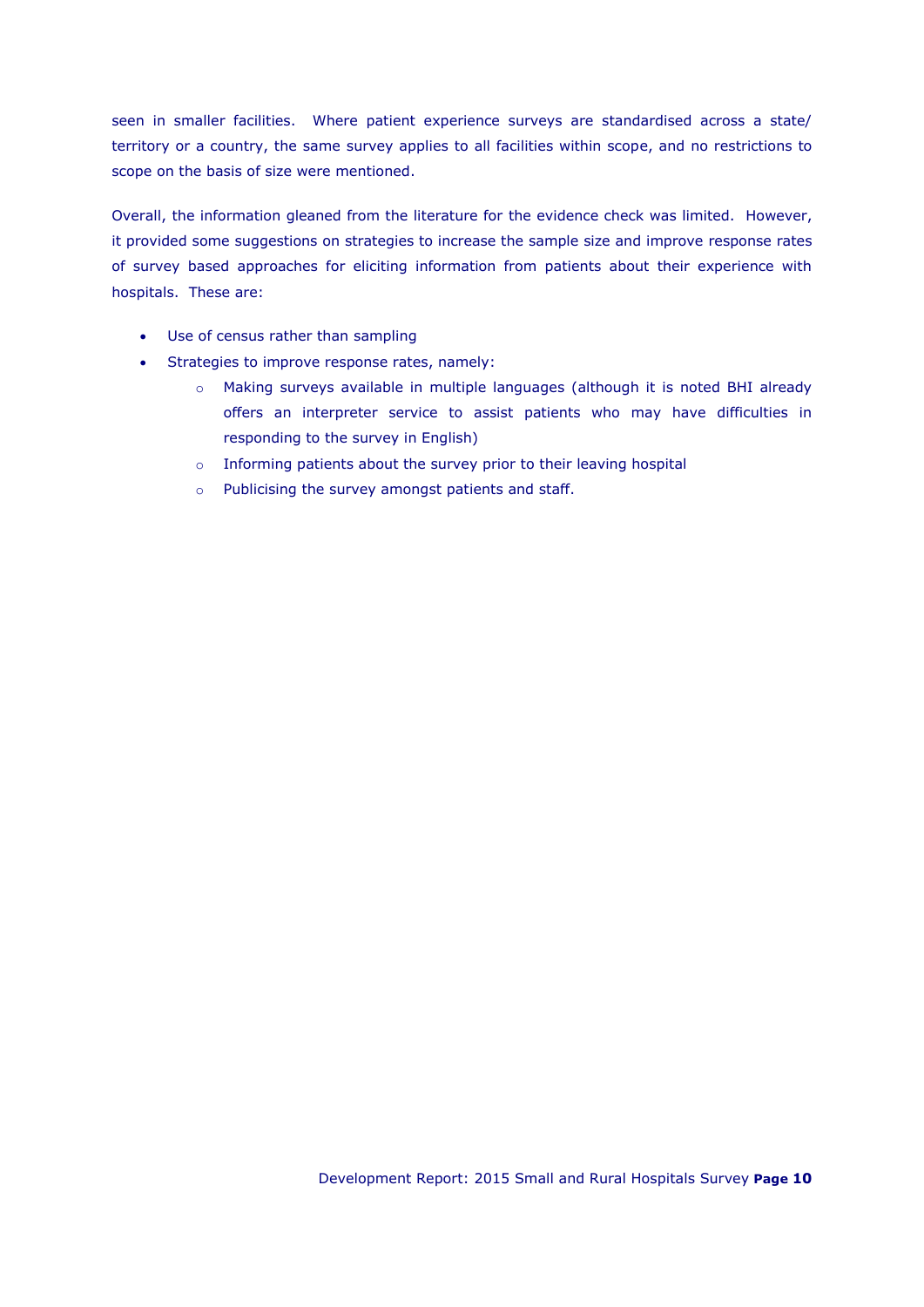seen in smaller facilities. Where patient experience surveys are standardised across a state/ territory or a country, the same survey applies to all facilities within scope, and no restrictions to scope on the basis of size were mentioned.

Overall, the information gleaned from the literature for the evidence check was limited. However, it provided some suggestions on strategies to increase the sample size and improve response rates of survey based approaches for eliciting information from patients about their experience with hospitals. These are:

- Use of census rather than sampling
- Strategies to improve response rates, namely:
  - Making surveys available in multiple languages (although it is noted BHI already offers an interpreter service to assist patients who may have difficulties in responding to the survey in English)
  - Informing patients about the survey prior to their leaving hospital
  - Publicising the survey amongst patients and staff.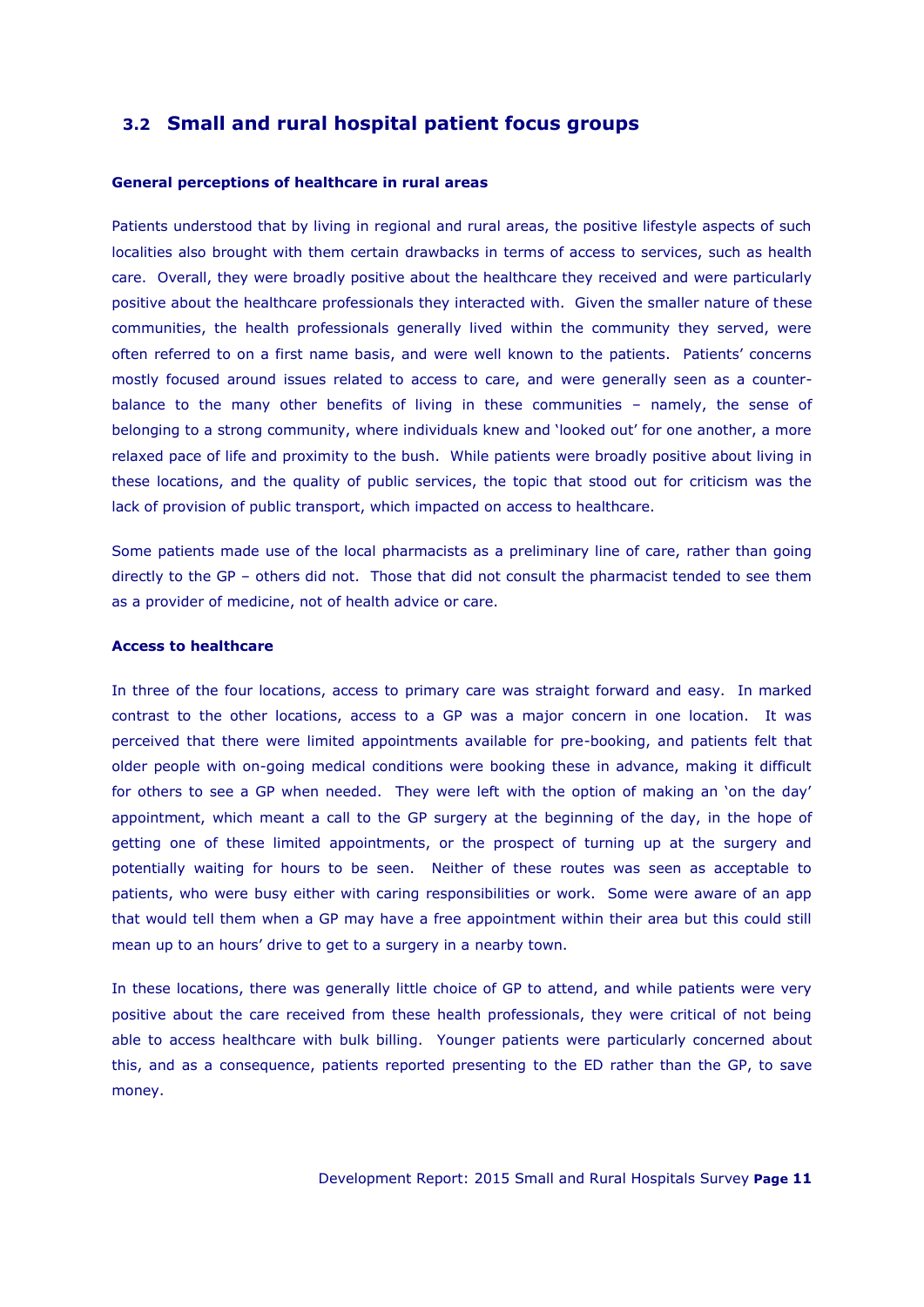## 3.2 Small and rural hospital patient focus groups

**General perceptions of healthcare in rural areas**

Patients understood that by living in regional and rural areas, the positive lifestyle aspects of such localities also brought with them certain drawbacks in terms of access to services, such as health care. Overall, they were broadly positive about the healthcare they received and were particularly positive about the healthcare professionals they interacted with. Given the smaller nature of these communities, the health professionals generally lived within the community they served, were often referred to on a first name basis, and were well known to the patients. Patients' concerns mostly focused around issues related to access to care, and were generally seen as a counter-balance to the many other benefits of living in these communities – namely, the sense of belonging to a strong community, where individuals knew and 'looked out' for one another, a more relaxed pace of life and proximity to the bush. While patients were broadly positive about living in these locations, and the quality of public services, the topic that stood out for criticism was the lack of provision of public transport, which impacted on access to healthcare.

Some patients made use of the local pharmacists as a preliminary line of care, rather than going directly to the GP – others did not. Those that did not consult the pharmacist tended to see them as a provider of medicine, not of health advice or care.

**Access to healthcare**

In three of the four locations, access to primary care was straight forward and easy. In marked contrast to the other locations, access to a GP was a major concern in one location. It was perceived that there were limited appointments available for pre-booking, and patients felt that older people with on-going medical conditions were booking these in advance, making it difficult for others to see a GP when needed. They were left with the option of making an 'on the day' appointment, which meant a call to the GP surgery at the beginning of the day, in the hope of getting one of these limited appointments, or the prospect of turning up at the surgery and potentially waiting for hours to be seen. Neither of these routes was seen as acceptable to patients, who were busy either with caring responsibilities or work. Some were aware of an app that would tell them when a GP may have a free appointment within their area but this could still mean up to an hours' drive to get to a surgery in a nearby town.

In these locations, there was generally little choice of GP to attend, and while patients were very positive about the care received from these health professionals, they were critical of not being able to access healthcare with bulk billing. Younger patients were particularly concerned about this, and as a consequence, patients reported presenting to the ED rather than the GP, to save money.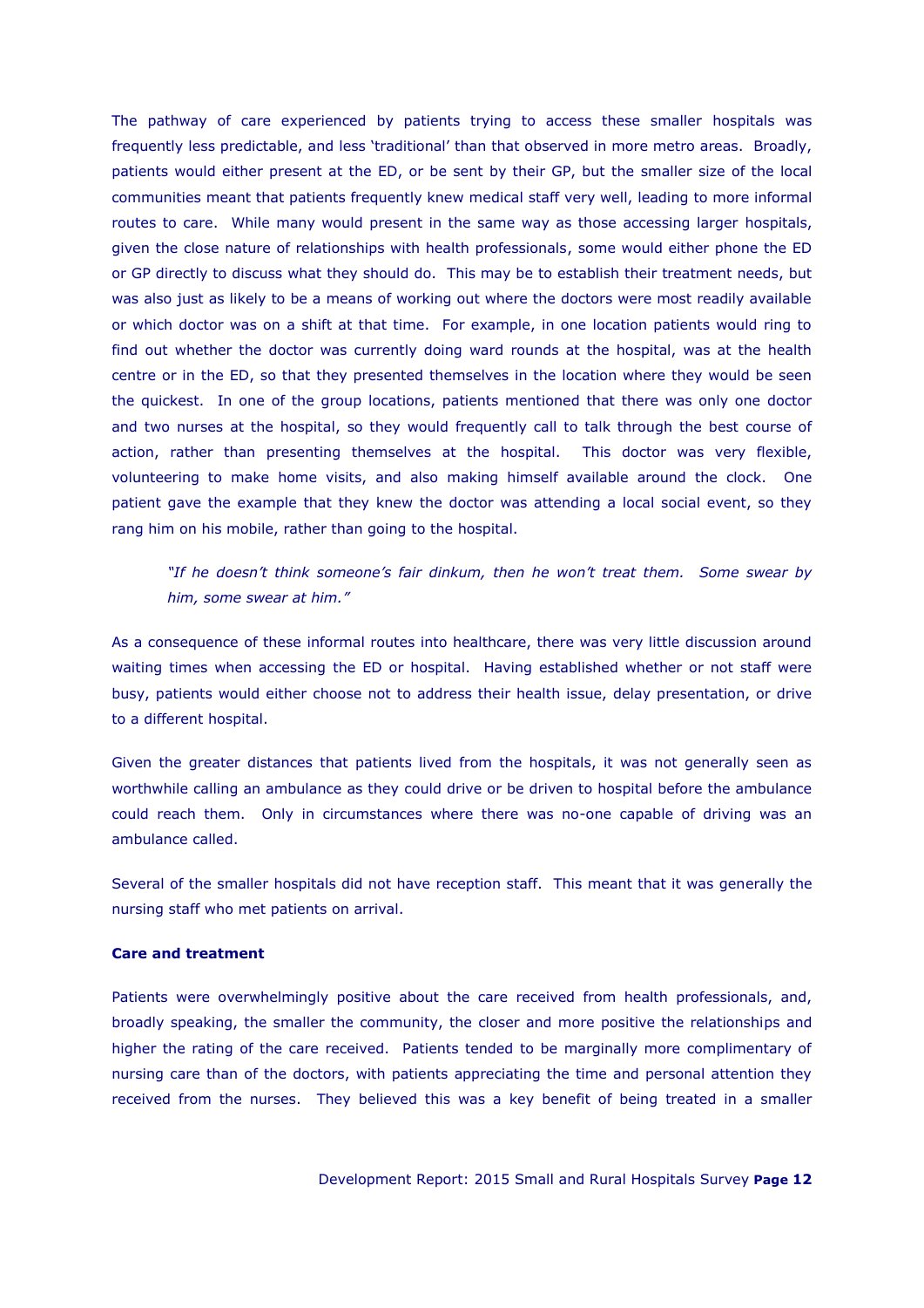The pathway of care experienced by patients trying to access these smaller hospitals was frequently less predictable, and less 'traditional' than that observed in more metro areas. Broadly, patients would either present at the ED, or be sent by their GP, but the smaller size of the local communities meant that patients frequently knew medical staff very well, leading to more informal routes to care. While many would present in the same way as those accessing larger hospitals, given the close nature of relationships with health professionals, some would either phone the ED or GP directly to discuss what they should do. This may be to establish their treatment needs, but was also just as likely to be a means of working out where the doctors were most readily available or which doctor was on a shift at that time. For example, in one location patients would ring to find out whether the doctor was currently doing ward rounds at the hospital, was at the health centre or in the ED, so that they presented themselves in the location where they would be seen the quickest. In one of the group locations, patients mentioned that there was only one doctor and two nurses at the hospital, so they would frequently call to talk through the best course of action, rather than presenting themselves at the hospital. This doctor was very flexible, volunteering to make home visits, and also making himself available around the clock. One patient gave the example that they knew the doctor was attending a local social event, so they rang him on his mobile, rather than going to the hospital.

> *"If he doesn't think someone's fair dinkum, then he won't treat them. Some swear by him, some swear at him."*

As a consequence of these informal routes into healthcare, there was very little discussion around waiting times when accessing the ED or hospital. Having established whether or not staff were busy, patients would either choose not to address their health issue, delay presentation, or drive to a different hospital.

Given the greater distances that patients lived from the hospitals, it was not generally seen as worthwhile calling an ambulance as they could drive or be driven to hospital before the ambulance could reach them. Only in circumstances where there was no-one capable of driving was an ambulance called.

Several of the smaller hospitals did not have reception staff. This meant that it was generally the nursing staff who met patients on arrival.

**Care and treatment**

Patients were overwhelmingly positive about the care received from health professionals, and, broadly speaking, the smaller the community, the closer and more positive the relationships and higher the rating of the care received. Patients tended to be marginally more complimentary of nursing care than of the doctors, with patients appreciating the time and personal attention they received from the nurses. They believed this was a key benefit of being treated in a smaller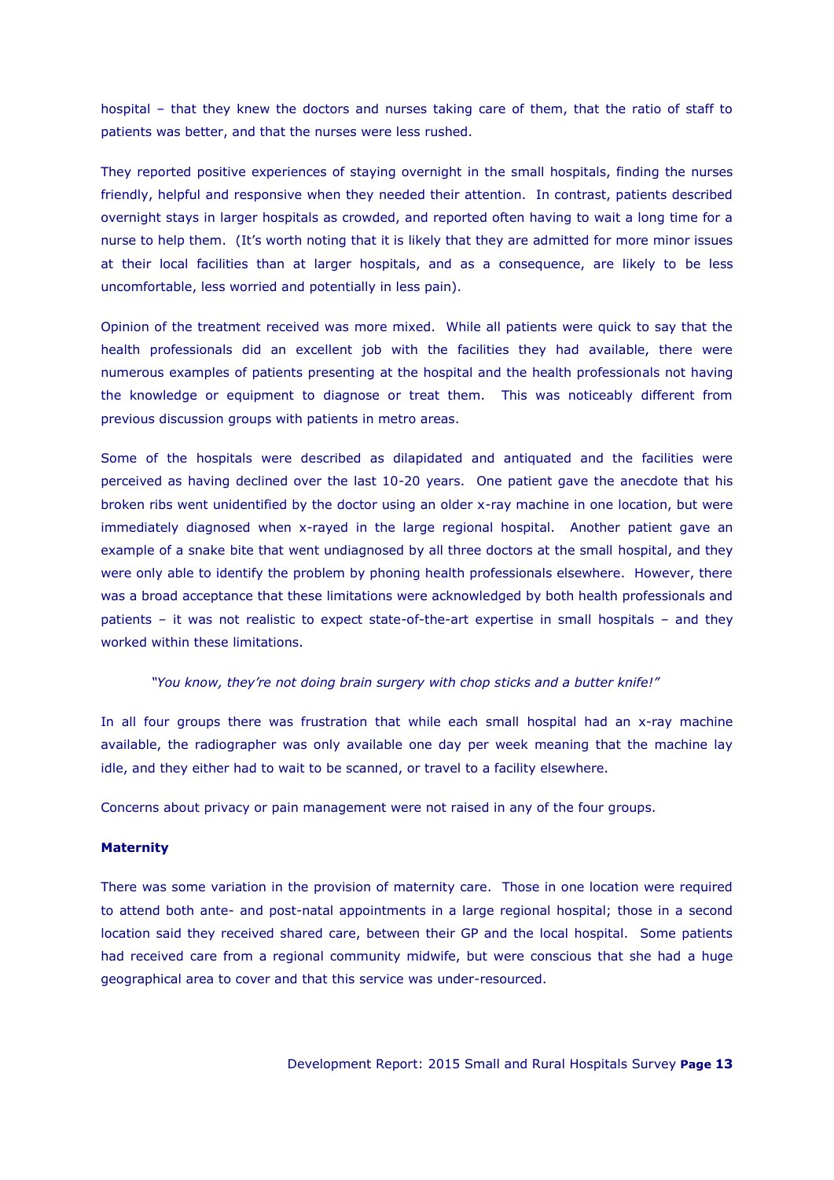hospital – that they knew the doctors and nurses taking care of them, that the ratio of staff to patients was better, and that the nurses were less rushed.

They reported positive experiences of staying overnight in the small hospitals, finding the nurses friendly, helpful and responsive when they needed their attention. In contrast, patients described overnight stays in larger hospitals as crowded, and reported often having to wait a long time for a nurse to help them. (It's worth noting that it is likely that they are admitted for more minor issues at their local facilities than at larger hospitals, and as a consequence, are likely to be less uncomfortable, less worried and potentially in less pain).

Opinion of the treatment received was more mixed. While all patients were quick to say that the health professionals did an excellent job with the facilities they had available, there were numerous examples of patients presenting at the hospital and the health professionals not having the knowledge or equipment to diagnose or treat them. This was noticeably different from previous discussion groups with patients in metro areas.

Some of the hospitals were described as dilapidated and antiquated and the facilities were perceived as having declined over the last 10-20 years. One patient gave the anecdote that his broken ribs went unidentified by the doctor using an older x-ray machine in one location, but were immediately diagnosed when x-rayed in the large regional hospital. Another patient gave an example of a snake bite that went undiagnosed by all three doctors at the small hospital, and they were only able to identify the problem by phoning health professionals elsewhere. However, there was a broad acceptance that these limitations were acknowledged by both health professionals and patients – it was not realistic to expect state-of-the-art expertise in small hospitals – and they worked within these limitations.

> *"You know, they're not doing brain surgery with chop sticks and a butter knife!"*

In all four groups there was frustration that while each small hospital had an x-ray machine available, the radiographer was only available one day per week meaning that the machine lay idle, and they either had to wait to be scanned, or travel to a facility elsewhere.

Concerns about privacy or pain management were not raised in any of the four groups.

**Maternity**

There was some variation in the provision of maternity care. Those in one location were required to attend both ante- and post-natal appointments in a large regional hospital; those in a second location said they received shared care, between their GP and the local hospital. Some patients had received care from a regional community midwife, but were conscious that she had a huge geographical area to cover and that this service was under-resourced.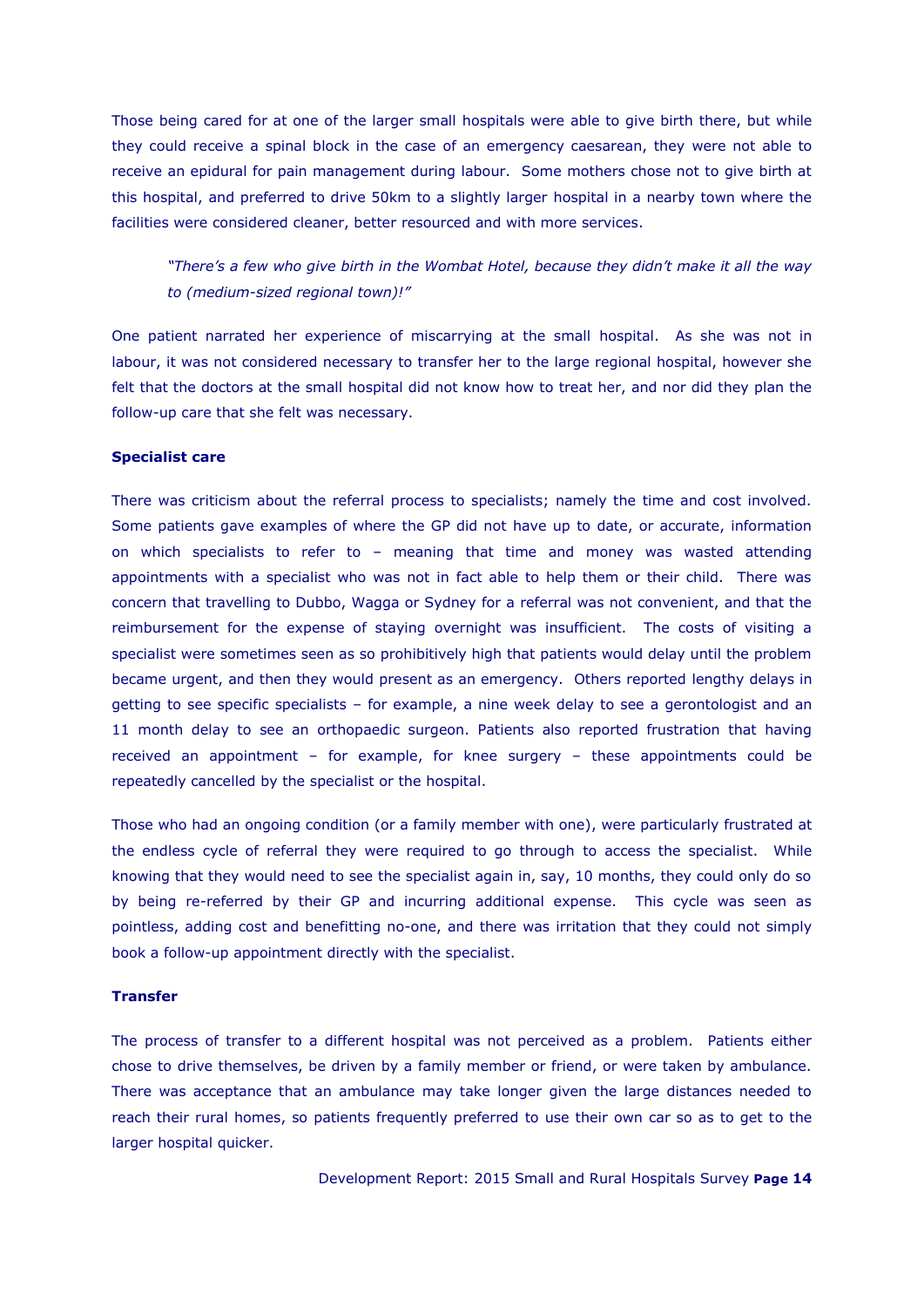Those being cared for at one of the larger small hospitals were able to give birth there, but while they could receive a spinal block in the case of an emergency caesarean, they were not able to receive an epidural for pain management during labour. Some mothers chose not to give birth at this hospital, and preferred to drive 50km to a slightly larger hospital in a nearby town where the facilities were considered cleaner, better resourced and with more services.

> *"There's a few who give birth in the Wombat Hotel, because they didn't make it all the way to (medium-sized regional town)!"*

One patient narrated her experience of miscarrying at the small hospital. As she was not in labour, it was not considered necessary to transfer her to the large regional hospital, however she felt that the doctors at the small hospital did not know how to treat her, and nor did they plan the follow-up care that she felt was necessary.

**Specialist care**

There was criticism about the referral process to specialists; namely the time and cost involved. Some patients gave examples of where the GP did not have up to date, or accurate, information on which specialists to refer to – meaning that time and money was wasted attending appointments with a specialist who was not in fact able to help them or their child. There was concern that travelling to Dubbo, Wagga or Sydney for a referral was not convenient, and that the reimbursement for the expense of staying overnight was insufficient. The costs of visiting a specialist were sometimes seen as so prohibitively high that patients would delay until the problem became urgent, and then they would present as an emergency. Others reported lengthy delays in getting to see specific specialists – for example, a nine week delay to see a gerontologist and an 11 month delay to see an orthopaedic surgeon. Patients also reported frustration that having received an appointment – for example, for knee surgery – these appointments could be repeatedly cancelled by the specialist or the hospital.

Those who had an ongoing condition (or a family member with one), were particularly frustrated at the endless cycle of referral they were required to go through to access the specialist. While knowing that they would need to see the specialist again in, say, 10 months, they could only do so by being re-referred by their GP and incurring additional expense. This cycle was seen as pointless, adding cost and benefitting no-one, and there was irritation that they could not simply book a follow-up appointment directly with the specialist.

**Transfer**

The process of transfer to a different hospital was not perceived as a problem. Patients either chose to drive themselves, be driven by a family member or friend, or were taken by ambulance. There was acceptance that an ambulance may take longer given the large distances needed to reach their rural homes, so patients frequently preferred to use their own car so as to get to the larger hospital quicker.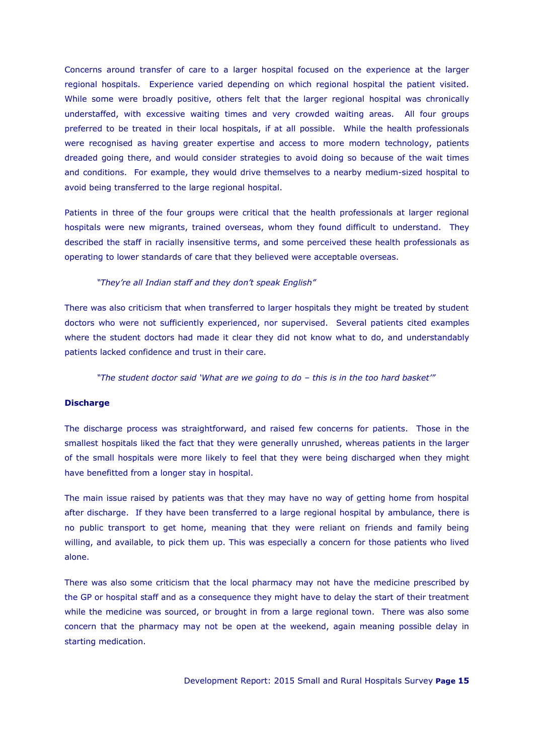Concerns around transfer of care to a larger hospital focused on the experience at the larger regional hospitals. Experience varied depending on which regional hospital the patient visited. While some were broadly positive, others felt that the larger regional hospital was chronically understaffed, with excessive waiting times and very crowded waiting areas. All four groups preferred to be treated in their local hospitals, if at all possible. While the health professionals were recognised as having greater expertise and access to more modern technology, patients dreaded going there, and would consider strategies to avoid doing so because of the wait times and conditions. For example, they would drive themselves to a nearby medium-sized hospital to avoid being transferred to the large regional hospital.

Patients in three of the four groups were critical that the health professionals at larger regional hospitals were new migrants, trained overseas, whom they found difficult to understand. They described the staff in racially insensitive terms, and some perceived these health professionals as operating to lower standards of care that they believed were acceptable overseas.

> *"They're all Indian staff and they don't speak English"*

There was also criticism that when transferred to larger hospitals they might be treated by student doctors who were not sufficiently experienced, nor supervised. Several patients cited examples where the student doctors had made it clear they did not know what to do, and understandably patients lacked confidence and trust in their care.

> *"The student doctor said 'What are we going to do – this is in the too hard basket'"*

**Discharge**

The discharge process was straightforward, and raised few concerns for patients. Those in the smallest hospitals liked the fact that they were generally unrushed, whereas patients in the larger of the small hospitals were more likely to feel that they were being discharged when they might have benefitted from a longer stay in hospital.

The main issue raised by patients was that they may have no way of getting home from hospital after discharge. If they have been transferred to a large regional hospital by ambulance, there is no public transport to get home, meaning that they were reliant on friends and family being willing, and available, to pick them up. This was especially a concern for those patients who lived alone.

There was also some criticism that the local pharmacy may not have the medicine prescribed by the GP or hospital staff and as a consequence they might have to delay the start of their treatment while the medicine was sourced, or brought in from a large regional town. There was also some concern that the pharmacy may not be open at the weekend, again meaning possible delay in starting medication.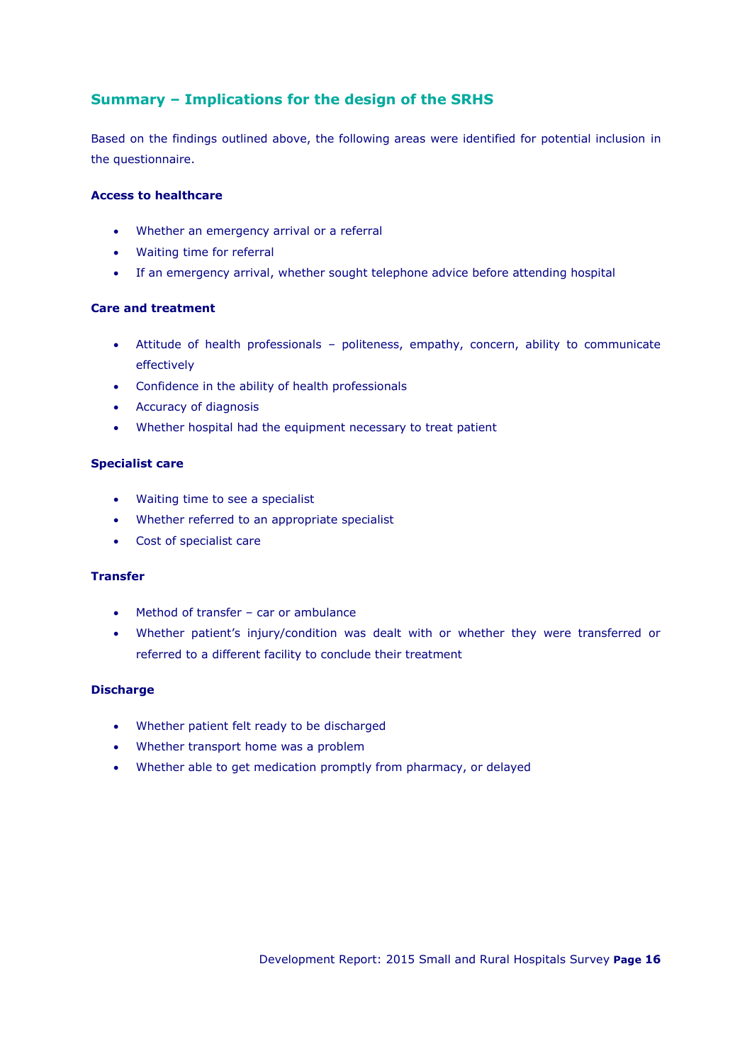## Summary – Implications for the design of the SRHS

Based on the findings outlined above, the following areas were identified for potential inclusion in the questionnaire.

**Access to healthcare**

- Whether an emergency arrival or a referral
- Waiting time for referral
- If an emergency arrival, whether sought telephone advice before attending hospital

**Care and treatment**

- Attitude of health professionals – politeness, empathy, concern, ability to communicate effectively
- Confidence in the ability of health professionals
- Accuracy of diagnosis
- Whether hospital had the equipment necessary to treat patient

**Specialist care**

- Waiting time to see a specialist
- Whether referred to an appropriate specialist
- Cost of specialist care

**Transfer**

- Method of transfer – car or ambulance
- Whether patient's injury/condition was dealt with or whether they were transferred or referred to a different facility to conclude their treatment

**Discharge**

- Whether patient felt ready to be discharged
- Whether transport home was a problem
- Whether able to get medication promptly from pharmacy, or delayed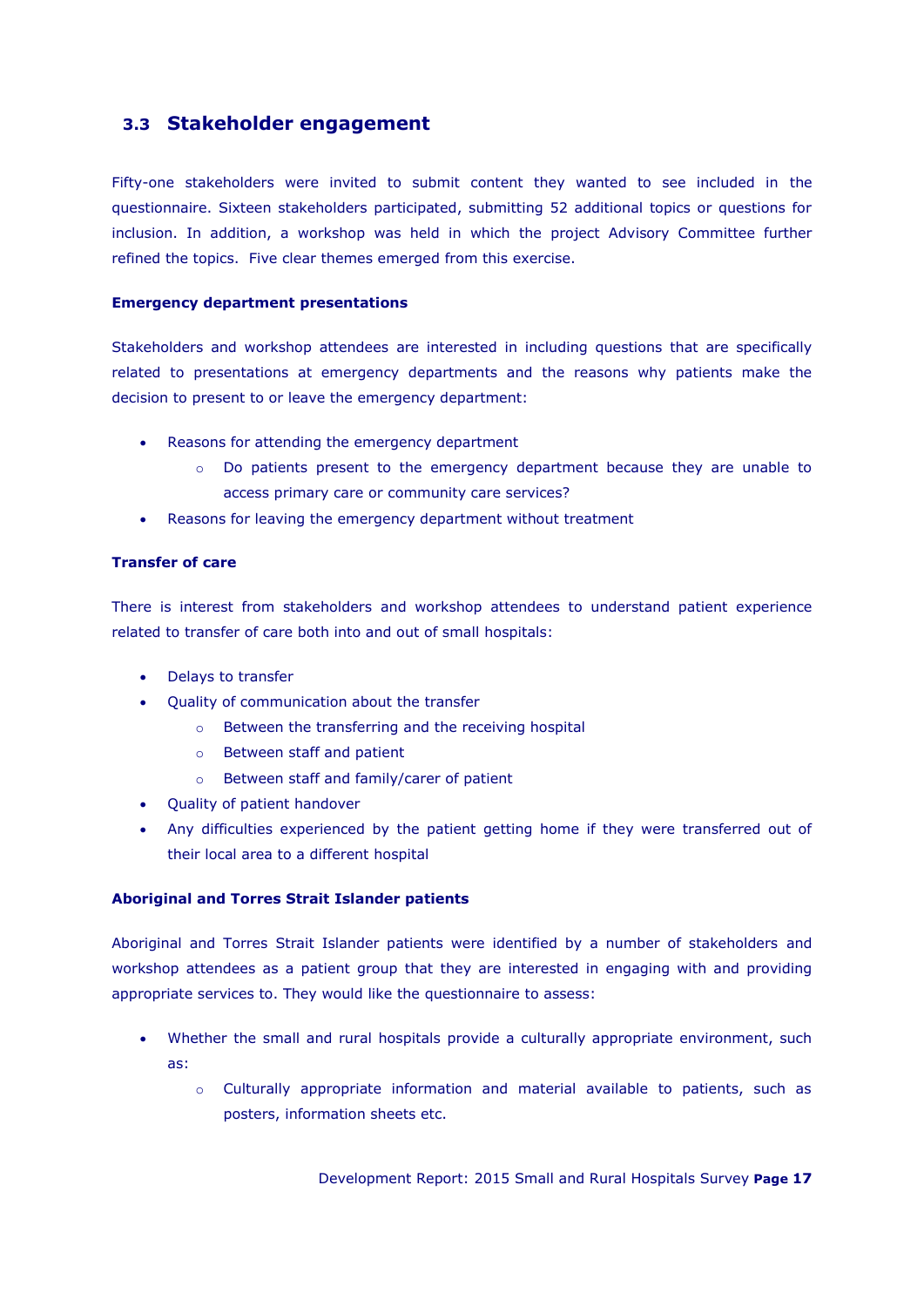## 3.3 Stakeholder engagement

Fifty-one stakeholders were invited to submit content they wanted to see included in the questionnaire. Sixteen stakeholders participated, submitting 52 additional topics or questions for inclusion. In addition, a workshop was held in which the project Advisory Committee further refined the topics. Five clear themes emerged from this exercise.

**Emergency department presentations**

Stakeholders and workshop attendees are interested in including questions that are specifically related to presentations at emergency departments and the reasons why patients make the decision to present to or leave the emergency department:

- Reasons for attending the emergency department
  - Do patients present to the emergency department because they are unable to access primary care or community care services?
- Reasons for leaving the emergency department without treatment

**Transfer of care**

There is interest from stakeholders and workshop attendees to understand patient experience related to transfer of care both into and out of small hospitals:

- Delays to transfer
- Quality of communication about the transfer
  - Between the transferring and the receiving hospital
  - Between staff and patient
  - Between staff and family/carer of patient
- Quality of patient handover
- Any difficulties experienced by the patient getting home if they were transferred out of their local area to a different hospital

**Aboriginal and Torres Strait Islander patients**

Aboriginal and Torres Strait Islander patients were identified by a number of stakeholders and workshop attendees as a patient group that they are interested in engaging with and providing appropriate services to. They would like the questionnaire to assess:

- Whether the small and rural hospitals provide a culturally appropriate environment, such as:
  - Culturally appropriate information and material available to patients, such as posters, information sheets etc.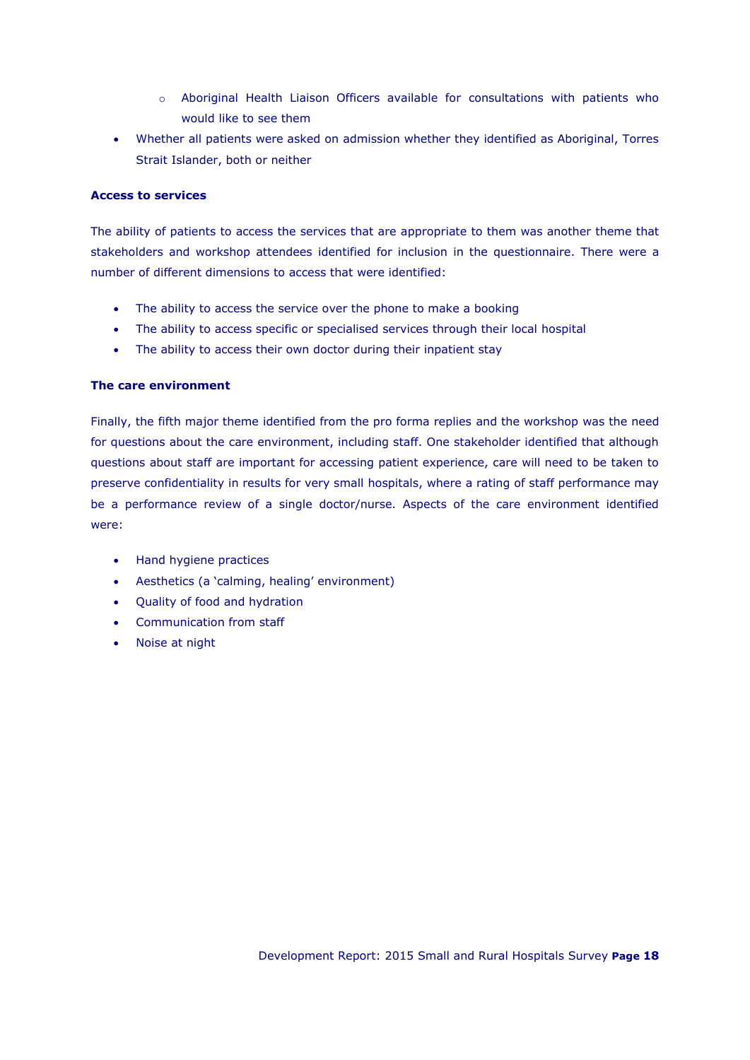- Aboriginal Health Liaison Officers available for consultations with patients who would like to see them
- Whether all patients were asked on admission whether they identified as Aboriginal, Torres Strait Islander, both or neither

**Access to services**

The ability of patients to access the services that are appropriate to them was another theme that stakeholders and workshop attendees identified for inclusion in the questionnaire. There were a number of different dimensions to access that were identified:

- The ability to access the service over the phone to make a booking
- The ability to access specific or specialised services through their local hospital
- The ability to access their own doctor during their inpatient stay

**The care environment**

Finally, the fifth major theme identified from the pro forma replies and the workshop was the need for questions about the care environment, including staff. One stakeholder identified that although questions about staff are important for accessing patient experience, care will need to be taken to preserve confidentiality in results for very small hospitals, where a rating of staff performance may be a performance review of a single doctor/nurse. Aspects of the care environment identified were:

- Hand hygiene practices
- Aesthetics (a 'calming, healing' environment)
- Quality of food and hydration
- Communication from staff
- Noise at night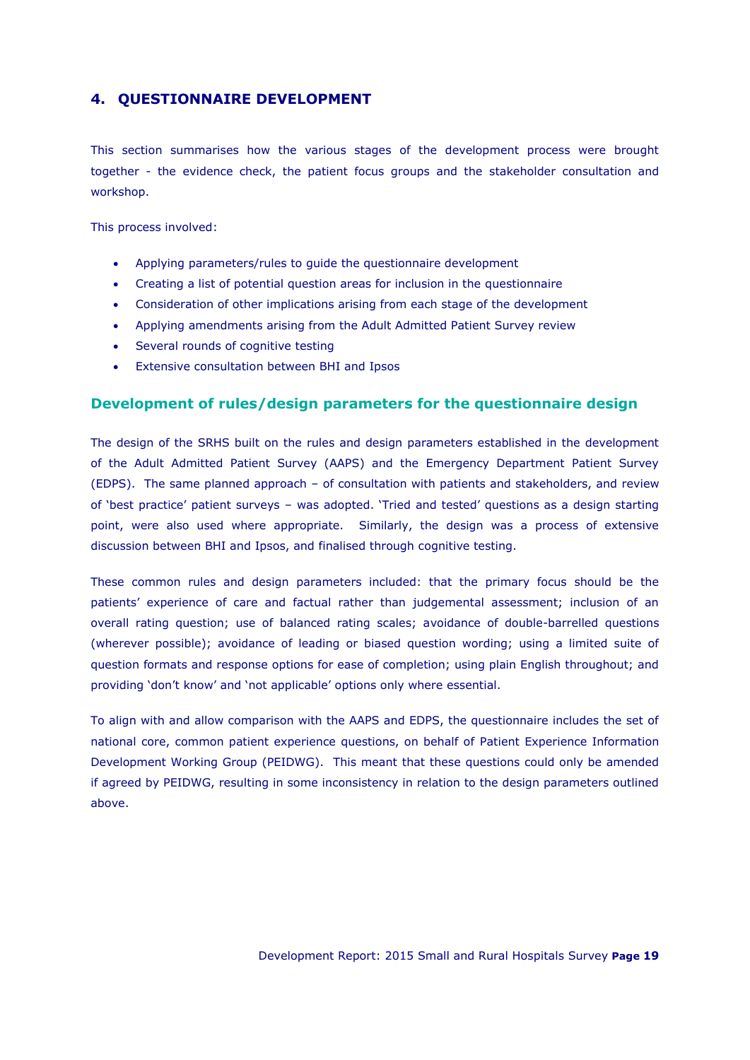## 4. QUESTIONNAIRE DEVELOPMENT

This section summarises how the various stages of the development process were brought together - the evidence check, the patient focus groups and the stakeholder consultation and workshop.

This process involved:

- Applying parameters/rules to guide the questionnaire development
- Creating a list of potential question areas for inclusion in the questionnaire
- Consideration of other implications arising from each stage of the development
- Applying amendments arising from the Adult Admitted Patient Survey review
- Several rounds of cognitive testing
- Extensive consultation between BHI and Ipsos

### Development of rules/design parameters for the questionnaire design

The design of the SRHS built on the rules and design parameters established in the development of the Adult Admitted Patient Survey (AAPS) and the Emergency Department Patient Survey (EDPS). The same planned approach – of consultation with patients and stakeholders, and review of 'best practice' patient surveys – was adopted. 'Tried and tested' questions as a design starting point, were also used where appropriate. Similarly, the design was a process of extensive discussion between BHI and Ipsos, and finalised through cognitive testing.

These common rules and design parameters included: that the primary focus should be the patients' experience of care and factual rather than judgemental assessment; inclusion of an overall rating question; use of balanced rating scales; avoidance of double-barrelled questions (wherever possible); avoidance of leading or biased question wording; using a limited suite of question formats and response options for ease of completion; using plain English throughout; and providing 'don't know' and 'not applicable' options only where essential.

To align with and allow comparison with the AAPS and EDPS, the questionnaire includes the set of national core, common patient experience questions, on behalf of Patient Experience Information Development Working Group (PEIDWG). This meant that these questions could only be amended if agreed by PEIDWG, resulting in some inconsistency in relation to the design parameters outlined above.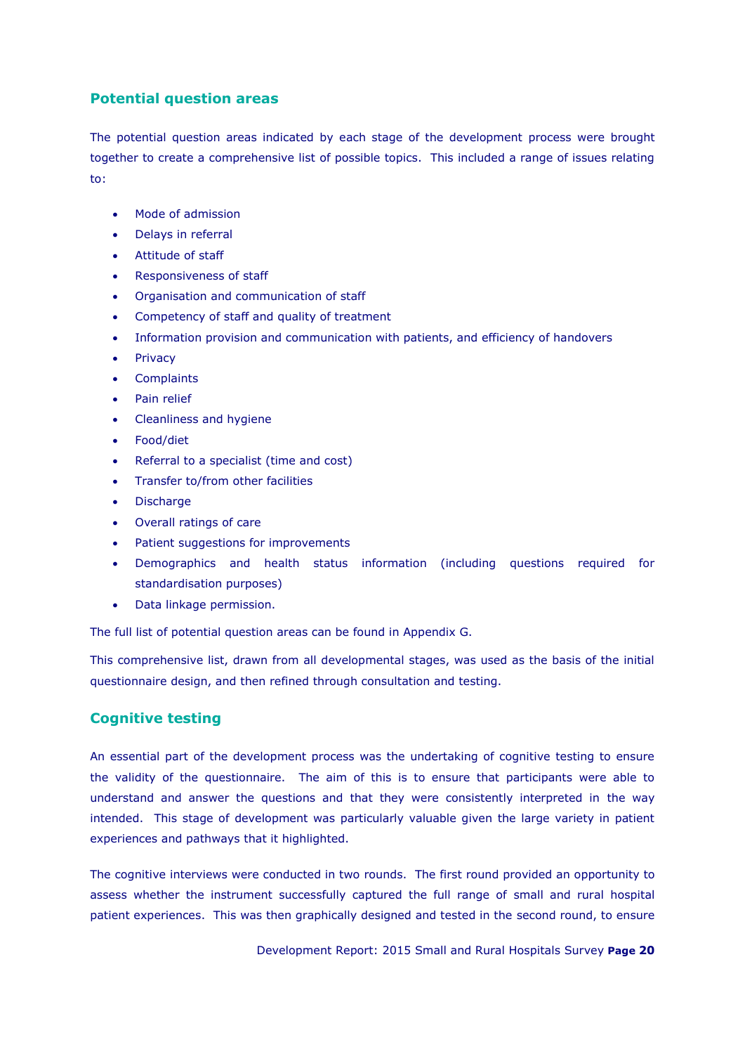## Potential question areas

The potential question areas indicated by each stage of the development process were brought together to create a comprehensive list of possible topics. This included a range of issues relating to:

- Mode of admission
- Delays in referral
- Attitude of staff
- Responsiveness of staff
- Organisation and communication of staff
- Competency of staff and quality of treatment
- Information provision and communication with patients, and efficiency of handovers
- Privacy
- Complaints
- Pain relief
- Cleanliness and hygiene
- Food/diet
- Referral to a specialist (time and cost)
- Transfer to/from other facilities
- Discharge
- Overall ratings of care
- Patient suggestions for improvements
- Demographics and health status information (including questions required for standardisation purposes)
- Data linkage permission.

The full list of potential question areas can be found in Appendix G.

This comprehensive list, drawn from all developmental stages, was used as the basis of the initial questionnaire design, and then refined through consultation and testing.

## Cognitive testing

An essential part of the development process was the undertaking of cognitive testing to ensure the validity of the questionnaire. The aim of this is to ensure that participants were able to understand and answer the questions and that they were consistently interpreted in the way intended. This stage of development was particularly valuable given the large variety in patient experiences and pathways that it highlighted.

The cognitive interviews were conducted in two rounds. The first round provided an opportunity to assess whether the instrument successfully captured the full range of small and rural hospital patient experiences. This was then graphically designed and tested in the second round, to ensure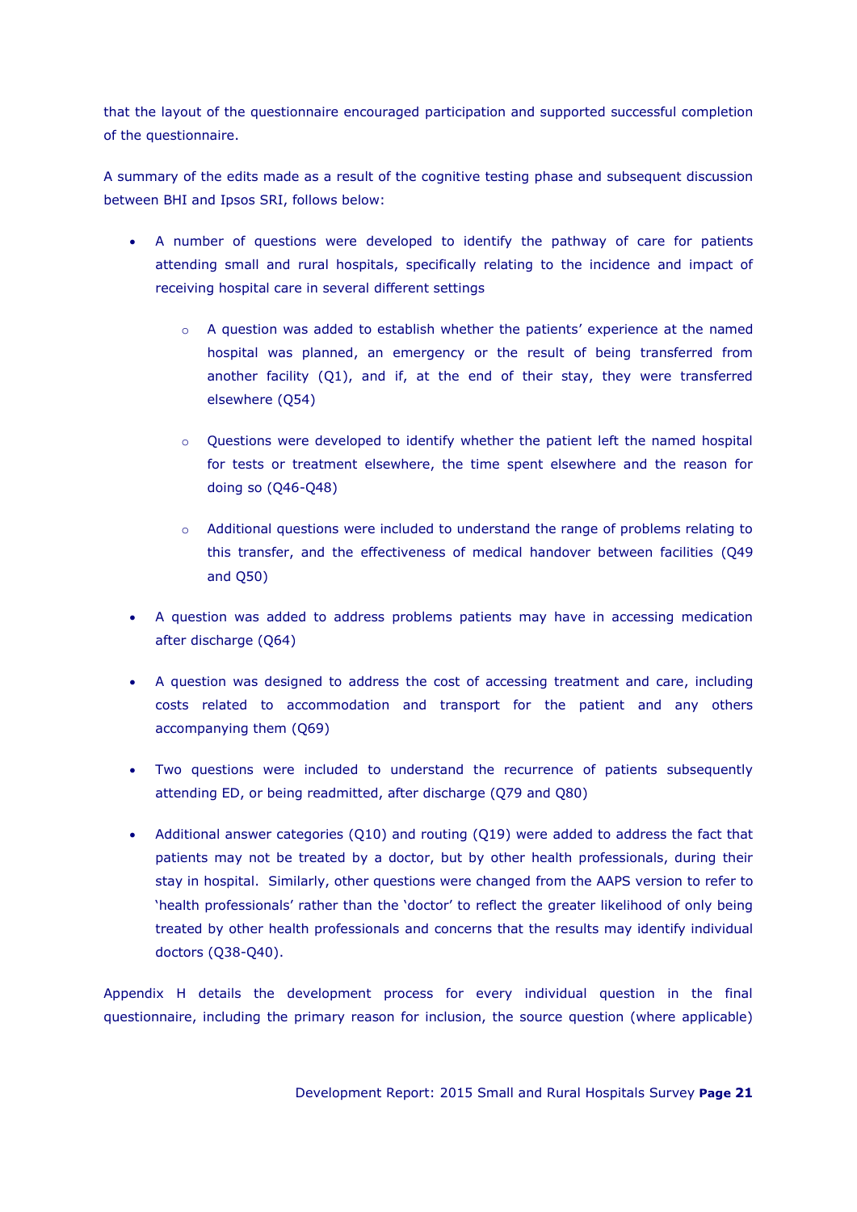that the layout of the questionnaire encouraged participation and supported successful completion of the questionnaire.

A summary of the edits made as a result of the cognitive testing phase and subsequent discussion between BHI and Ipsos SRI, follows below:

- A number of questions were developed to identify the pathway of care for patients attending small and rural hospitals, specifically relating to the incidence and impact of receiving hospital care in several different settings
    - A question was added to establish whether the patients' experience at the named hospital was planned, an emergency or the result of being transferred from another facility (Q1), and if, at the end of their stay, they were transferred elsewhere (Q54)
    - Questions were developed to identify whether the patient left the named hospital for tests or treatment elsewhere, the time spent elsewhere and the reason for doing so (Q46-Q48)
    - Additional questions were included to understand the range of problems relating to this transfer, and the effectiveness of medical handover between facilities (Q49 and Q50)
- A question was added to address problems patients may have in accessing medication after discharge (Q64)
- A question was designed to address the cost of accessing treatment and care, including costs related to accommodation and transport for the patient and any others accompanying them (Q69)
- Two questions were included to understand the recurrence of patients subsequently attending ED, or being readmitted, after discharge (Q79 and Q80)
- Additional answer categories (Q10) and routing (Q19) were added to address the fact that patients may not be treated by a doctor, but by other health professionals, during their stay in hospital. Similarly, other questions were changed from the AAPS version to refer to 'health professionals' rather than the 'doctor' to reflect the greater likelihood of only being treated by other health professionals and concerns that the results may identify individual doctors (Q38-Q40).

Appendix H details the development process for every individual question in the final questionnaire, including the primary reason for inclusion, the source question (where applicable)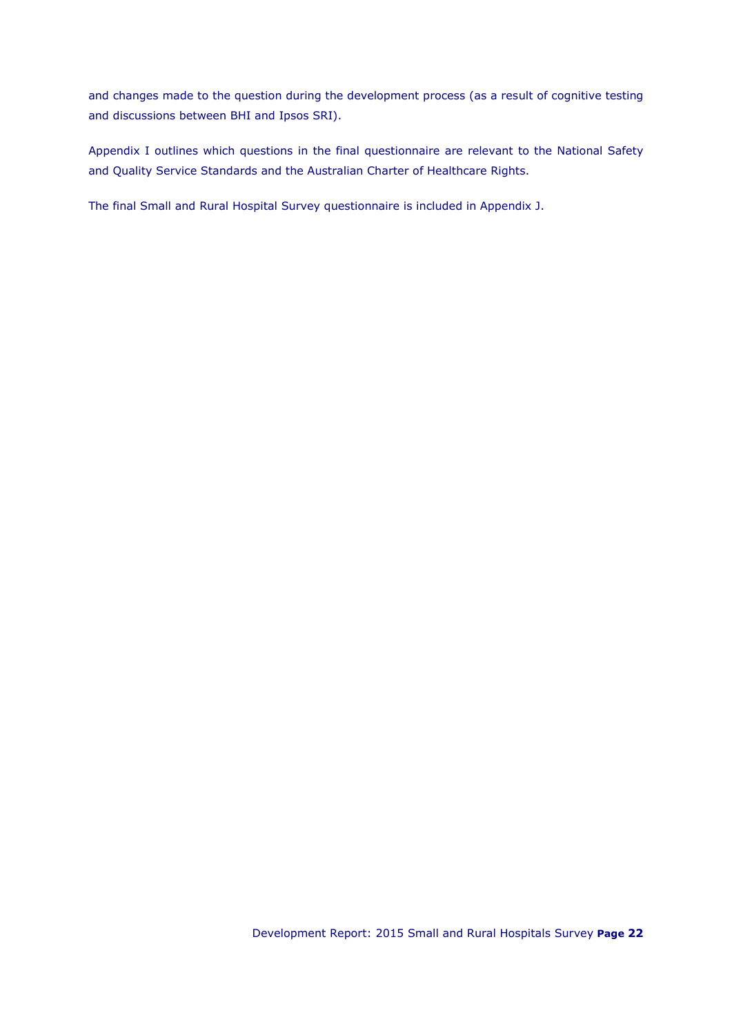and changes made to the question during the development process (as a result of cognitive testing and discussions between BHI and Ipsos SRI).

Appendix I outlines which questions in the final questionnaire are relevant to the National Safety and Quality Service Standards and the Australian Charter of Healthcare Rights.

The final Small and Rural Hospital Survey questionnaire is included in Appendix J.